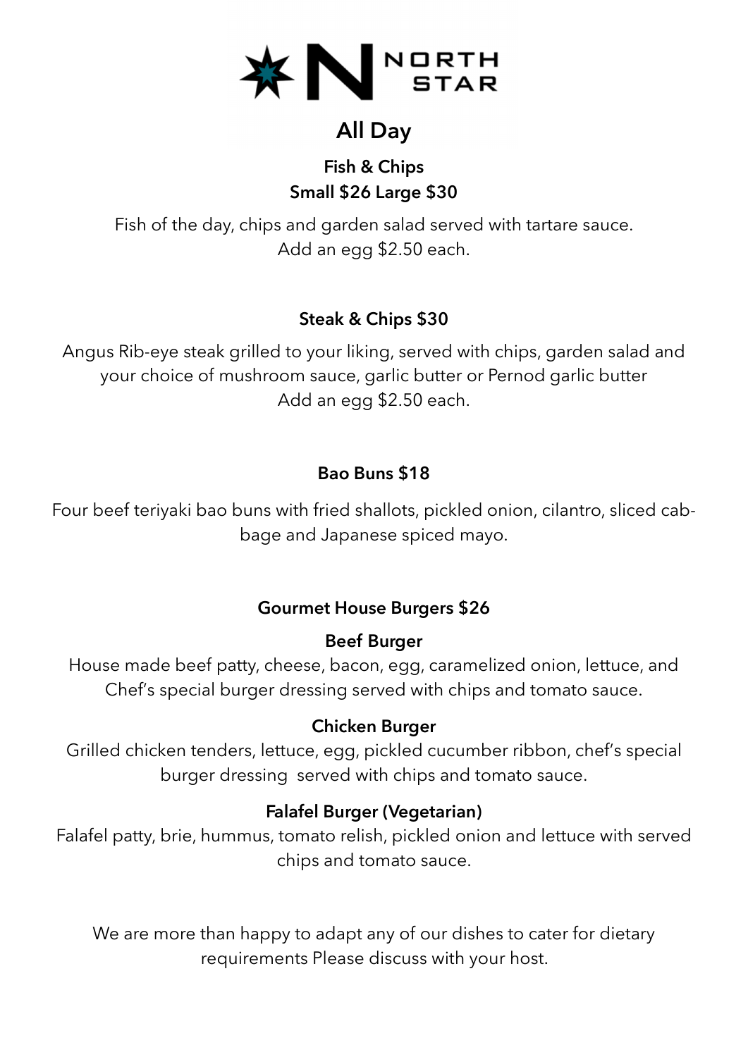# NORTH STAR

## All Day

### Fish & Chips
**Small $26 Large $30**

Fish of the day, chips and garden salad served with tartare sauce.
Add an egg $2.50 each.

### Steak & Chips $30

Angus Rib-eye steak grilled to your liking, served with chips, garden salad and your choice of mushroom sauce, garlic butter or Pernod garlic butter
Add an egg $2.50 each.

### Bao Buns $18

Four beef teriyaki bao buns with fried shallots, pickled onion, cilantro, sliced cabbage and Japanese spiced mayo.

### Gourmet House Burgers $26

**Beef Burger**
House made beef patty, cheese, bacon, egg, caramelized onion, lettuce, and Chef's special burger dressing served with chips and tomato sauce.

**Chicken Burger**
Grilled chicken tenders, lettuce, egg, pickled cucumber ribbon, chef's special burger dressing served with chips and tomato sauce.

**Falafel Burger (Vegetarian)**
Falafel patty, brie, hummus, tomato relish, pickled onion and lettuce with served chips and tomato sauce.

We are more than happy to adapt any of our dishes to cater for dietary requirements Please discuss with your host.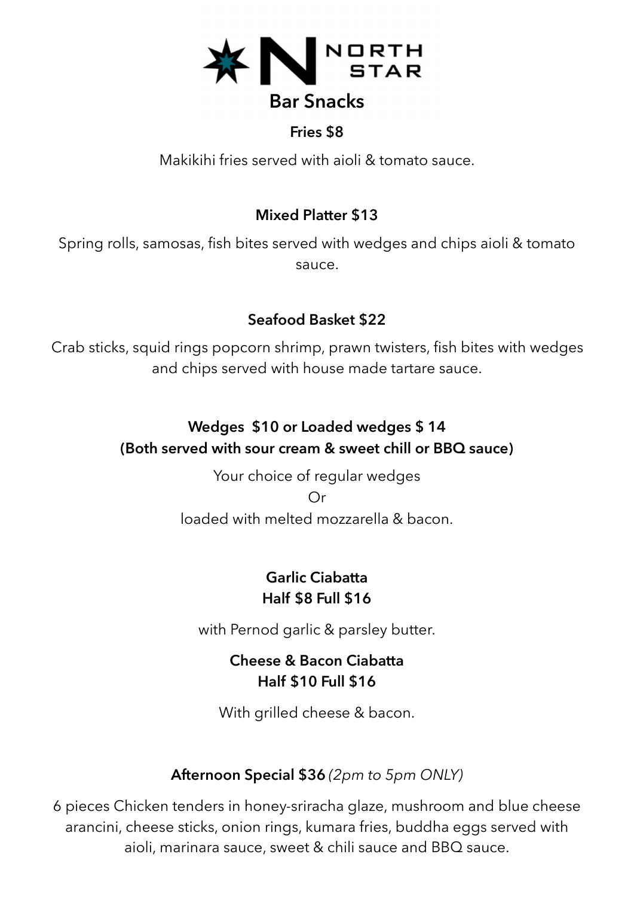# NORTH STAR

## Bar Snacks

**Fries $8**

Makikihi fries served with aioli & tomato sauce.

**Mixed Platter $13**

Spring rolls, samosas, fish bites served with wedges and chips aioli & tomato sauce.

**Seafood Basket $22**

Crab sticks, squid rings popcorn shrimp, prawn twisters, fish bites with wedges and chips served with house made tartare sauce.

**Wedges  $10 or Loaded wedges $ 14**
**(Both served with sour cream & sweet chill or BBQ sauce)**

Your choice of regular wedges
Or
loaded with melted mozzarella & bacon.

**Garlic Ciabatta**
**Half $8 Full $16**

with Pernod garlic & parsley butter.

**Cheese & Bacon Ciabatta**
**Half $10 Full $16**

With grilled cheese & bacon.

**Afternoon Special $36** *(2pm to 5pm ONLY)*

6 pieces Chicken tenders in honey-sriracha glaze, mushroom and blue cheese arancini, cheese sticks, onion rings, kumara fries, buddha eggs served with aioli, marinara sauce, sweet & chili sauce and BBQ sauce.